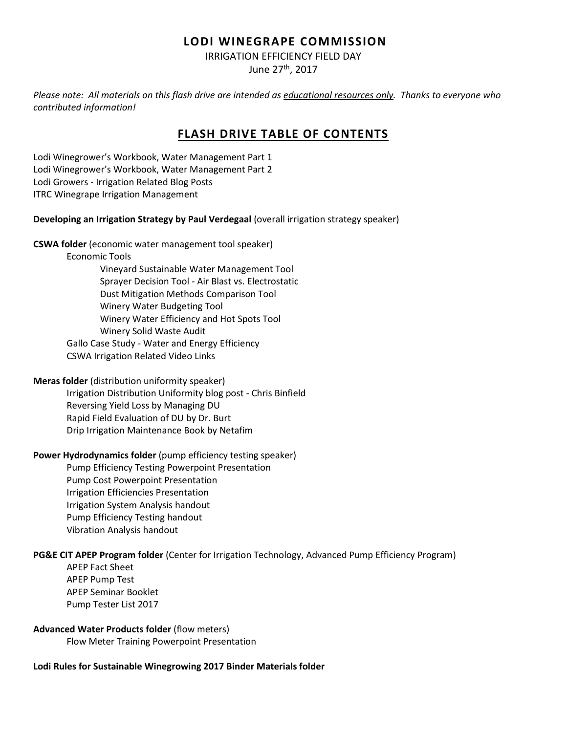# LODI WINEGRAPE COMMISSION

IRRIGATION EFFICIENCY FIELD DAY

June 27th, 2017

*Please note: All materials on this flash drive are intended as <u>educational resources only</u>. Thanks to everyone who contributed information!*

## <u>FLASH DRIVE TABLE OF CONTENTS</u>

Lodi Winegrower's Workbook, Water Management Part 1
Lodi Winegrower's Workbook, Water Management Part 2
Lodi Growers - Irrigation Related Blog Posts
ITRC Winegrape Irrigation Management

**Developing an Irrigation Strategy by Paul Verdegaal** (overall irrigation strategy speaker)

**CSWA folder** (economic water management tool speaker)

- Economic Tools
  - Vineyard Sustainable Water Management Tool
  - Sprayer Decision Tool - Air Blast vs. Electrostatic
  - Dust Mitigation Methods Comparison Tool
  - Winery Water Budgeting Tool
  - Winery Water Efficiency and Hot Spots Tool
  - Winery Solid Waste Audit
- Gallo Case Study - Water and Energy Efficiency
- CSWA Irrigation Related Video Links

**Meras folder** (distribution uniformity speaker)

- Irrigation Distribution Uniformity blog post - Chris Binfield
- Reversing Yield Loss by Managing DU
- Rapid Field Evaluation of DU by Dr. Burt
- Drip Irrigation Maintenance Book by Netafim

**Power Hydrodynamics folder** (pump efficiency testing speaker)

- Pump Efficiency Testing Powerpoint Presentation
- Pump Cost Powerpoint Presentation
- Irrigation Efficiencies Presentation
- Irrigation System Analysis handout
- Pump Efficiency Testing handout
- Vibration Analysis handout

**PG&E CIT APEP Program folder** (Center for Irrigation Technology, Advanced Pump Efficiency Program)

- APEP Fact Sheet
- APEP Pump Test
- APEP Seminar Booklet
- Pump Tester List 2017

**Advanced Water Products folder** (flow meters)

- Flow Meter Training Powerpoint Presentation

**Lodi Rules for Sustainable Winegrowing 2017 Binder Materials folder**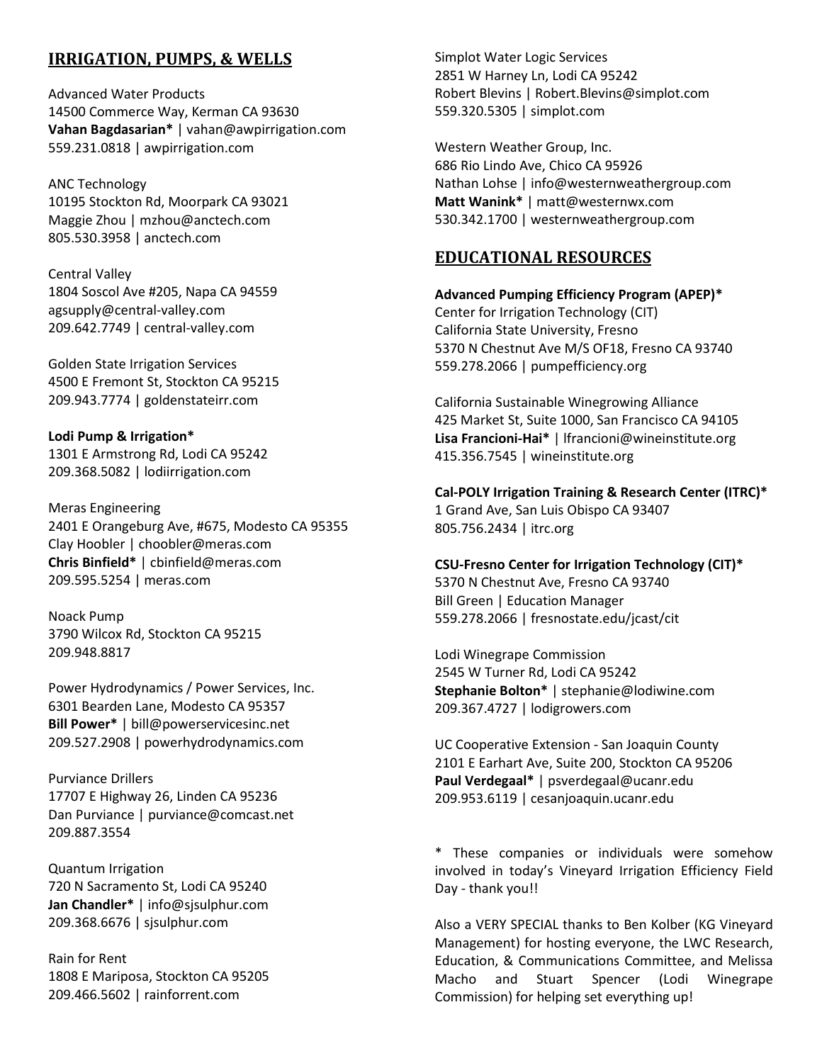## IRRIGATION, PUMPS, & WELLS

Advanced Water Products
14500 Commerce Way, Kerman CA 93630
**Vahan Bagdasarian*** | vahan@awpirrigation.com
559.231.0818 | awpirrigation.com

ANC Technology
10195 Stockton Rd, Moorpark CA 93021
Maggie Zhou | mzhou@anctech.com
805.530.3958 | anctech.com

Central Valley
1804 Soscol Ave #205, Napa CA 94559
agsupply@central-valley.com
209.642.7749 | central-valley.com

Golden State Irrigation Services
4500 E Fremont St, Stockton CA 95215
209.943.7774 | goldenstateirr.com

**Lodi Pump & Irrigation***
1301 E Armstrong Rd, Lodi CA 95242
209.368.5082 | lodiirrigation.com

Meras Engineering
2401 E Orangeburg Ave, #675, Modesto CA 95355
Clay Hoobler | choobler@meras.com
**Chris Binfield*** | cbinfield@meras.com
209.595.5254 | meras.com

Noack Pump
3790 Wilcox Rd, Stockton CA 95215
209.948.8817

Power Hydrodynamics / Power Services, Inc.
6301 Bearden Lane, Modesto CA 95357
**Bill Power*** | bill@powerservicesinc.net
209.527.2908 | powerhydrodynamics.com

Purviance Drillers
17707 E Highway 26, Linden CA 95236
Dan Purviance | purviance@comcast.net
209.887.3554

Quantum Irrigation
720 N Sacramento St, Lodi CA 95240
**Jan Chandler*** | info@sjsulphur.com
209.368.6676 | sjsulphur.com

Rain for Rent
1808 E Mariposa, Stockton CA 95205
209.466.5602 | rainforrent.com

Simplot Water Logic Services
2851 W Harney Ln, Lodi CA 95242
Robert Blevins | Robert.Blevins@simplot.com
559.320.5305 | simplot.com

Western Weather Group, Inc.
686 Rio Lindo Ave, Chico CA 95926
Nathan Lohse | info@westernweathergroup.com
**Matt Wanink*** | matt@westernwx.com
530.342.1700 | westernweathergroup.com

## EDUCATIONAL RESOURCES

**Advanced Pumping Efficiency Program (APEP)***
Center for Irrigation Technology (CIT)
California State University, Fresno
5370 N Chestnut Ave M/S OF18, Fresno CA 93740
559.278.2066 | pumpefficiency.org

California Sustainable Winegrowing Alliance
425 Market St, Suite 1000, San Francisco CA 94105
**Lisa Francioni-Hai*** | lfrancioni@wineinstitute.org
415.356.7545 | wineinstitute.org

**Cal-POLY Irrigation Training & Research Center (ITRC)***
1 Grand Ave, San Luis Obispo CA 93407
805.756.2434 | itrc.org

**CSU-Fresno Center for Irrigation Technology (CIT)***
5370 N Chestnut Ave, Fresno CA 93740
Bill Green | Education Manager
559.278.2066 | fresnostate.edu/jcast/cit

Lodi Winegrape Commission
2545 W Turner Rd, Lodi CA 95242
**Stephanie Bolton*** | stephanie@lodiwine.com
209.367.4727 | lodigrowers.com

UC Cooperative Extension - San Joaquin County
2101 E Earhart Ave, Suite 200, Stockton CA 95206
**Paul Verdegaal*** | psverdegaal@ucanr.edu
209.953.6119 | cesanjoaquin.ucanr.edu

* These companies or individuals were somehow involved in today's Vineyard Irrigation Efficiency Field Day - thank you!!

Also a VERY SPECIAL thanks to Ben Kolber (KG Vineyard Management) for hosting everyone, the LWC Research, Education, & Communications Committee, and Melissa Macho and Stuart Spencer (Lodi Winegrape Commission) for helping set everything up!